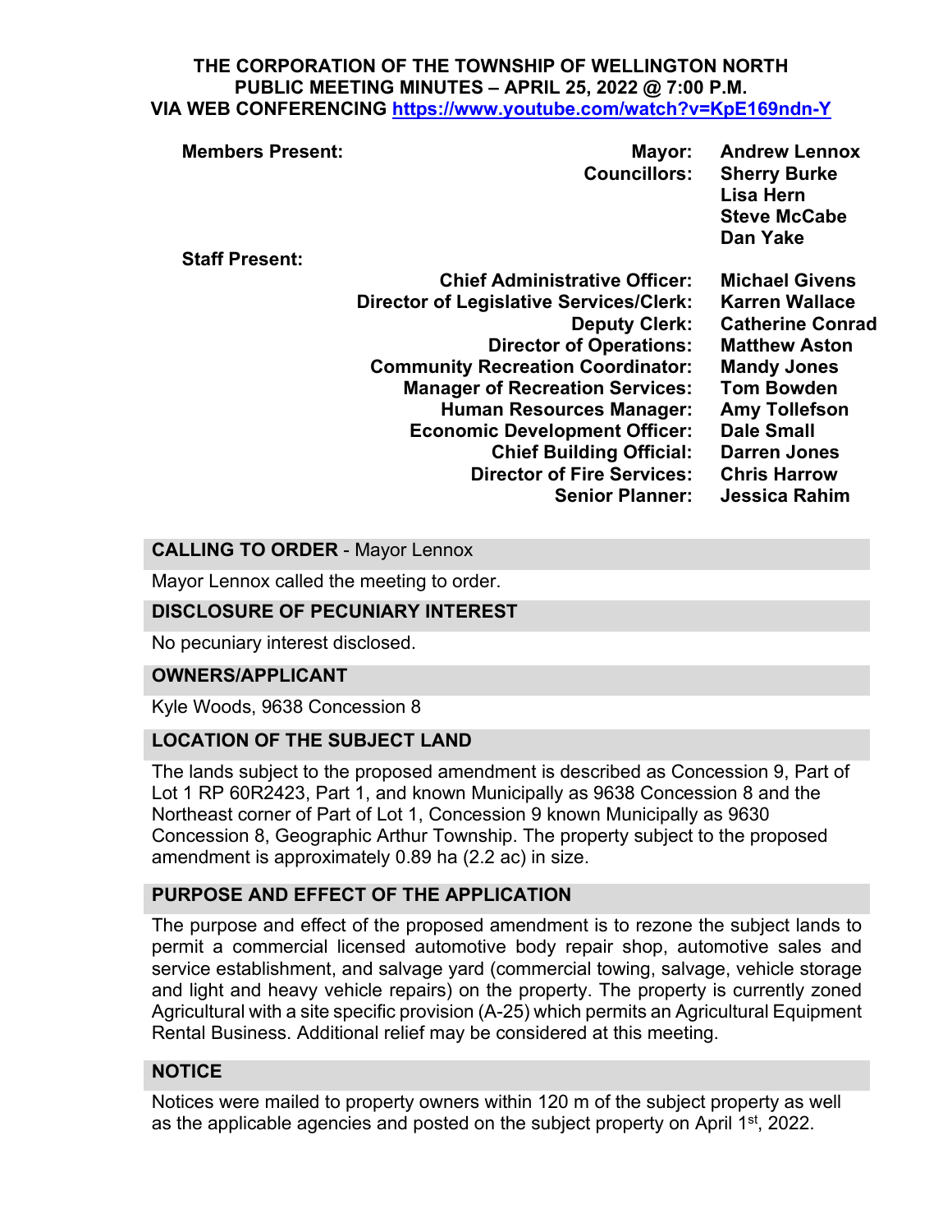**THE CORPORATION OF THE TOWNSHIP OF WELLINGTON NORTH**
**PUBLIC MEETING MINUTES – APRIL 25, 2022 @ 7:00 P.M.**
**VIA WEB CONFERENCING [https://www.youtube.com/watch?v=KpE169ndn-Y](https://www.youtube.com/watch?v=KpE169ndn-Y)**

| **Members Present:** | **Mayor:** | **Andrew Lennox** |
|---|---|---|
| | **Councillors:** | **Sherry Burke** |
| | | **Lisa Hern** |
| | | **Steve McCabe** |
| | | **Dan Yake** |
| **Staff Present:** | | |
| | **Chief Administrative Officer:** | **Michael Givens** |
| | **Director of Legislative Services/Clerk:** | **Karren Wallace** |
| | **Deputy Clerk:** | **Catherine Conrad** |
| | **Director of Operations:** | **Matthew Aston** |
| | **Community Recreation Coordinator:** | **Mandy Jones** |
| | **Manager of Recreation Services:** | **Tom Bowden** |
| | **Human Resources Manager:** | **Amy Tollefson** |
| | **Economic Development Officer:** | **Dale Small** |
| | **Chief Building Official:** | **Darren Jones** |
| | **Director of Fire Services:** | **Chris Harrow** |
| | **Senior Planner:** | **Jessica Rahim** |

## CALLING TO ORDER - Mayor Lennox

Mayor Lennox called the meeting to order.

## DISCLOSURE OF PECUNIARY INTEREST

No pecuniary interest disclosed.

## OWNERS/APPLICANT

Kyle Woods, 9638 Concession 8

## LOCATION OF THE SUBJECT LAND

The lands subject to the proposed amendment is described as Concession 9, Part of Lot 1 RP 60R2423, Part 1, and known Municipally as 9638 Concession 8 and the Northeast corner of Part of Lot 1, Concession 9 known Municipally as 9630 Concession 8, Geographic Arthur Township. The property subject to the proposed amendment is approximately 0.89 ha (2.2 ac) in size.

## PURPOSE AND EFFECT OF THE APPLICATION

The purpose and effect of the proposed amendment is to rezone the subject lands to permit a commercial licensed automotive body repair shop, automotive sales and service establishment, and salvage yard (commercial towing, salvage, vehicle storage and light and heavy vehicle repairs) on the property. The property is currently zoned Agricultural with a site specific provision (A-25) which permits an Agricultural Equipment Rental Business. Additional relief may be considered at this meeting.

## NOTICE

Notices were mailed to property owners within 120 m of the subject property as well as the applicable agencies and posted on the subject property on April 1st, 2022.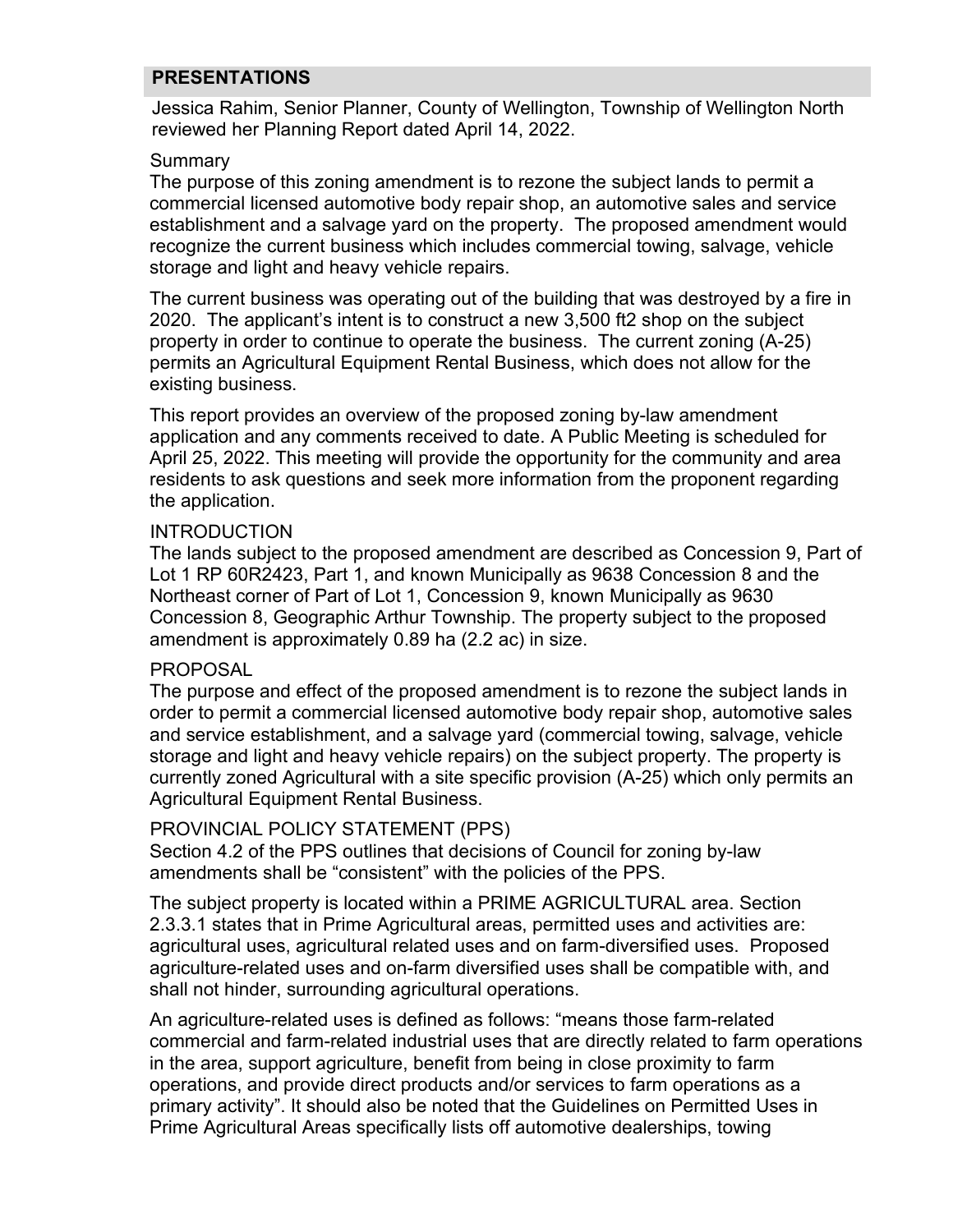## PRESENTATIONS

Jessica Rahim, Senior Planner, County of Wellington, Township of Wellington North reviewed her Planning Report dated April 14, 2022.

Summary

The purpose of this zoning amendment is to rezone the subject lands to permit a commercial licensed automotive body repair shop, an automotive sales and service establishment and a salvage yard on the property. The proposed amendment would recognize the current business which includes commercial towing, salvage, vehicle storage and light and heavy vehicle repairs.

The current business was operating out of the building that was destroyed by a fire in 2020. The applicant's intent is to construct a new 3,500 ft2 shop on the subject property in order to continue to operate the business. The current zoning (A-25) permits an Agricultural Equipment Rental Business, which does not allow for the existing business.

This report provides an overview of the proposed zoning by-law amendment application and any comments received to date. A Public Meeting is scheduled for April 25, 2022. This meeting will provide the opportunity for the community and area residents to ask questions and seek more information from the proponent regarding the application.

INTRODUCTION

The lands subject to the proposed amendment are described as Concession 9, Part of Lot 1 RP 60R2423, Part 1, and known Municipally as 9638 Concession 8 and the Northeast corner of Part of Lot 1, Concession 9, known Municipally as 9630 Concession 8, Geographic Arthur Township. The property subject to the proposed amendment is approximately 0.89 ha (2.2 ac) in size.

PROPOSAL

The purpose and effect of the proposed amendment is to rezone the subject lands in order to permit a commercial licensed automotive body repair shop, automotive sales and service establishment, and a salvage yard (commercial towing, salvage, vehicle storage and light and heavy vehicle repairs) on the subject property. The property is currently zoned Agricultural with a site specific provision (A-25) which only permits an Agricultural Equipment Rental Business.

PROVINCIAL POLICY STATEMENT (PPS)

Section 4.2 of the PPS outlines that decisions of Council for zoning by-law amendments shall be "consistent" with the policies of the PPS.

The subject property is located within a PRIME AGRICULTURAL area. Section 2.3.3.1 states that in Prime Agricultural areas, permitted uses and activities are: agricultural uses, agricultural related uses and on farm-diversified uses. Proposed agriculture-related uses and on-farm diversified uses shall be compatible with, and shall not hinder, surrounding agricultural operations.

An agriculture-related uses is defined as follows: "means those farm-related commercial and farm-related industrial uses that are directly related to farm operations in the area, support agriculture, benefit from being in close proximity to farm operations, and provide direct products and/or services to farm operations as a primary activity". It should also be noted that the Guidelines on Permitted Uses in Prime Agricultural Areas specifically lists off automotive dealerships, towing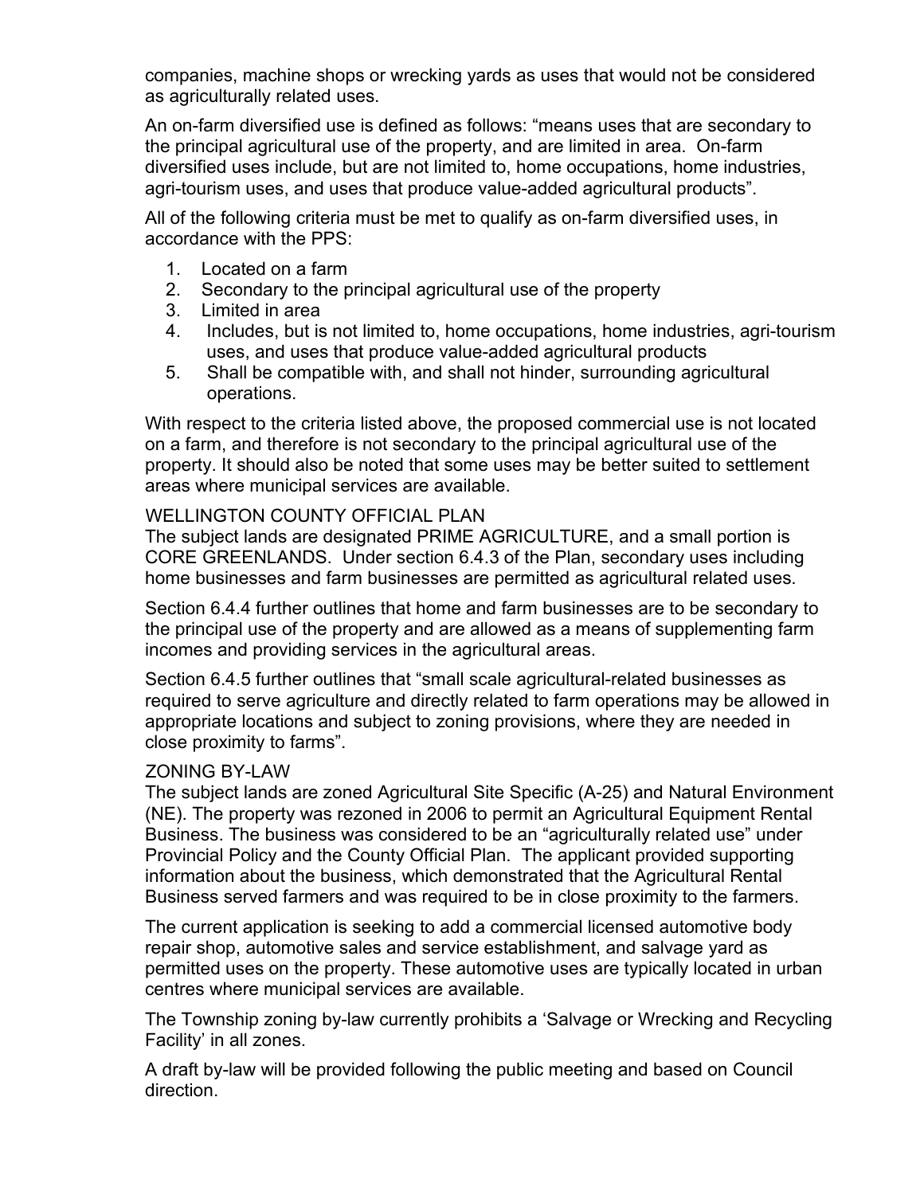companies, machine shops or wrecking yards as uses that would not be considered as agriculturally related uses.

An on-farm diversified use is defined as follows: "means uses that are secondary to the principal agricultural use of the property, and are limited in area. On-farm diversified uses include, but are not limited to, home occupations, home industries, agri-tourism uses, and uses that produce value-added agricultural products".

All of the following criteria must be met to qualify as on-farm diversified uses, in accordance with the PPS:

1. Located on a farm
2. Secondary to the principal agricultural use of the property
3. Limited in area
4. Includes, but is not limited to, home occupations, home industries, agri-tourism uses, and uses that produce value-added agricultural products
5. Shall be compatible with, and shall not hinder, surrounding agricultural operations.

With respect to the criteria listed above, the proposed commercial use is not located on a farm, and therefore is not secondary to the principal agricultural use of the property. It should also be noted that some uses may be better suited to settlement areas where municipal services are available.

WELLINGTON COUNTY OFFICIAL PLAN

The subject lands are designated PRIME AGRICULTURE, and a small portion is CORE GREENLANDS. Under section 6.4.3 of the Plan, secondary uses including home businesses and farm businesses are permitted as agricultural related uses.

Section 6.4.4 further outlines that home and farm businesses are to be secondary to the principal use of the property and are allowed as a means of supplementing farm incomes and providing services in the agricultural areas.

Section 6.4.5 further outlines that "small scale agricultural-related businesses as required to serve agriculture and directly related to farm operations may be allowed in appropriate locations and subject to zoning provisions, where they are needed in close proximity to farms".

ZONING BY-LAW

The subject lands are zoned Agricultural Site Specific (A-25) and Natural Environment (NE). The property was rezoned in 2006 to permit an Agricultural Equipment Rental Business. The business was considered to be an "agriculturally related use" under Provincial Policy and the County Official Plan. The applicant provided supporting information about the business, which demonstrated that the Agricultural Rental Business served farmers and was required to be in close proximity to the farmers.

The current application is seeking to add a commercial licensed automotive body repair shop, automotive sales and service establishment, and salvage yard as permitted uses on the property. These automotive uses are typically located in urban centres where municipal services are available.

The Township zoning by-law currently prohibits a 'Salvage or Wrecking and Recycling Facility' in all zones.

A draft by-law will be provided following the public meeting and based on Council direction.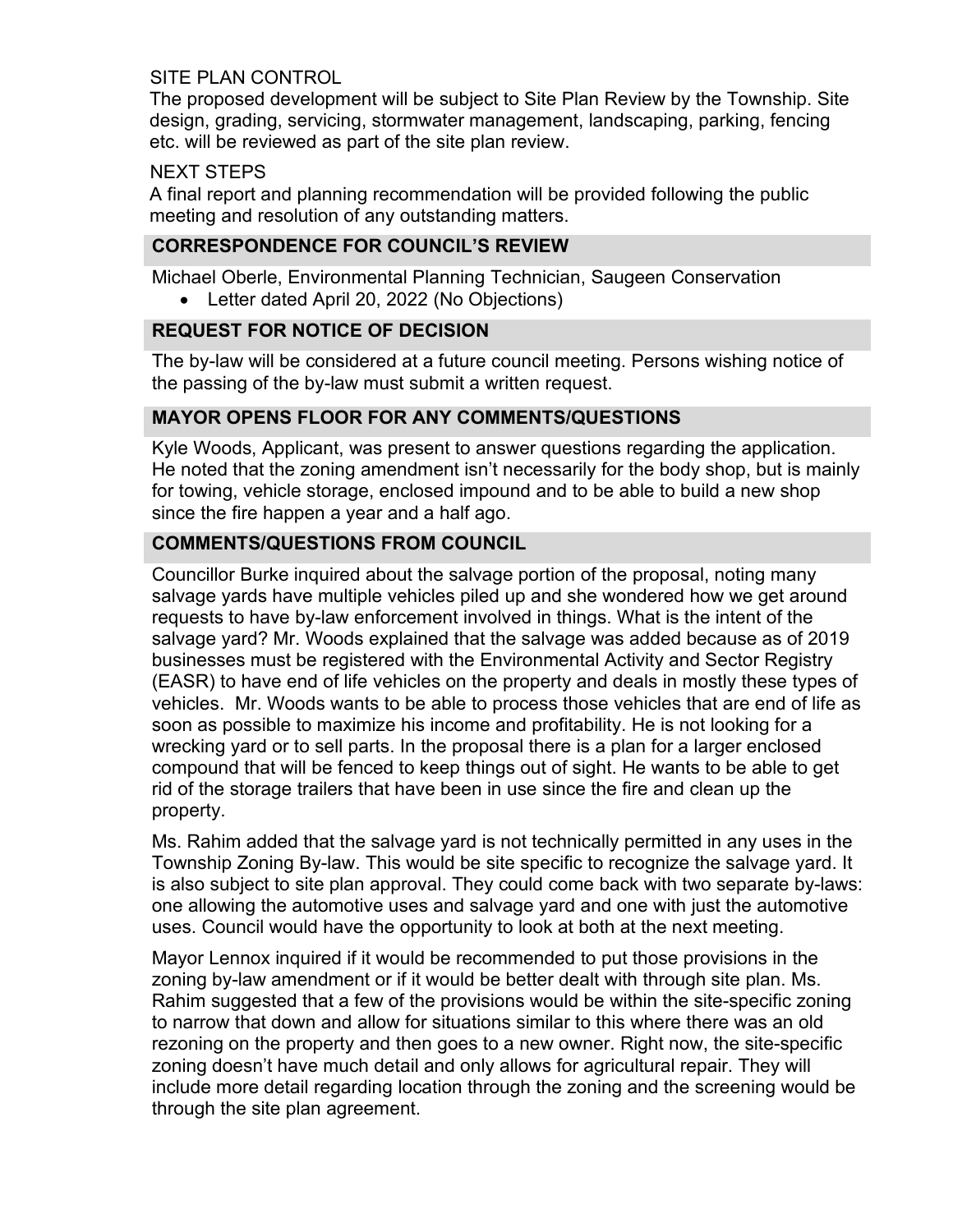SITE PLAN CONTROL

The proposed development will be subject to Site Plan Review by the Township. Site design, grading, servicing, stormwater management, landscaping, parking, fencing etc. will be reviewed as part of the site plan review.

NEXT STEPS

A final report and planning recommendation will be provided following the public meeting and resolution of any outstanding matters.

## CORRESPONDENCE FOR COUNCIL'S REVIEW

Michael Oberle, Environmental Planning Technician, Saugeen Conservation

- Letter dated April 20, 2022 (No Objections)

## REQUEST FOR NOTICE OF DECISION

The by-law will be considered at a future council meeting. Persons wishing notice of the passing of the by-law must submit a written request.

## MAYOR OPENS FLOOR FOR ANY COMMENTS/QUESTIONS

Kyle Woods, Applicant, was present to answer questions regarding the application. He noted that the zoning amendment isn't necessarily for the body shop, but is mainly for towing, vehicle storage, enclosed impound and to be able to build a new shop since the fire happen a year and a half ago.

## COMMENTS/QUESTIONS FROM COUNCIL

Councillor Burke inquired about the salvage portion of the proposal, noting many salvage yards have multiple vehicles piled up and she wondered how we get around requests to have by-law enforcement involved in things. What is the intent of the salvage yard? Mr. Woods explained that the salvage was added because as of 2019 businesses must be registered with the Environmental Activity and Sector Registry (EASR) to have end of life vehicles on the property and deals in mostly these types of vehicles. Mr. Woods wants to be able to process those vehicles that are end of life as soon as possible to maximize his income and profitability. He is not looking for a wrecking yard or to sell parts. In the proposal there is a plan for a larger enclosed compound that will be fenced to keep things out of sight. He wants to be able to get rid of the storage trailers that have been in use since the fire and clean up the property.

Ms. Rahim added that the salvage yard is not technically permitted in any uses in the Township Zoning By-law. This would be site specific to recognize the salvage yard. It is also subject to site plan approval. They could come back with two separate by-laws: one allowing the automotive uses and salvage yard and one with just the automotive uses. Council would have the opportunity to look at both at the next meeting.

Mayor Lennox inquired if it would be recommended to put those provisions in the zoning by-law amendment or if it would be better dealt with through site plan. Ms. Rahim suggested that a few of the provisions would be within the site-specific zoning to narrow that down and allow for situations similar to this where there was an old rezoning on the property and then goes to a new owner. Right now, the site-specific zoning doesn't have much detail and only allows for agricultural repair. They will include more detail regarding location through the zoning and the screening would be through the site plan agreement.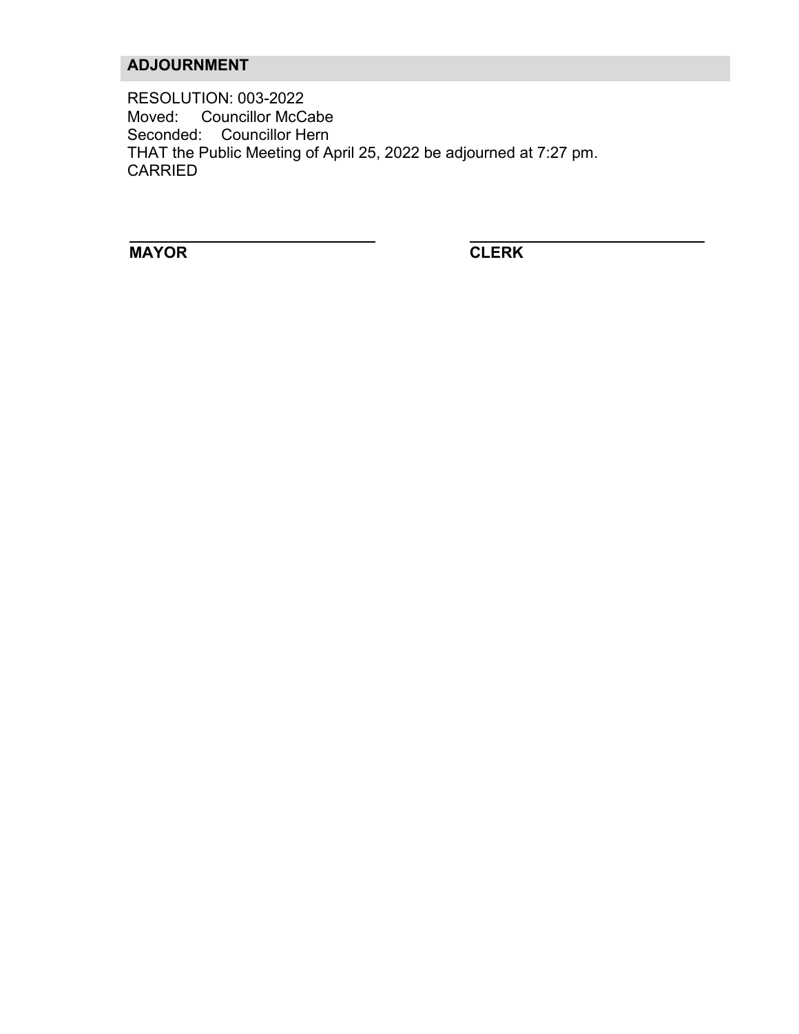## ADJOURNMENT

RESOLUTION: 003-2022
Moved: Councillor McCabe
Seconded: Councillor Hern
THAT the Public Meeting of April 25, 2022 be adjourned at 7:27 pm.
CARRIED

**MAYOR**

**CLERK**